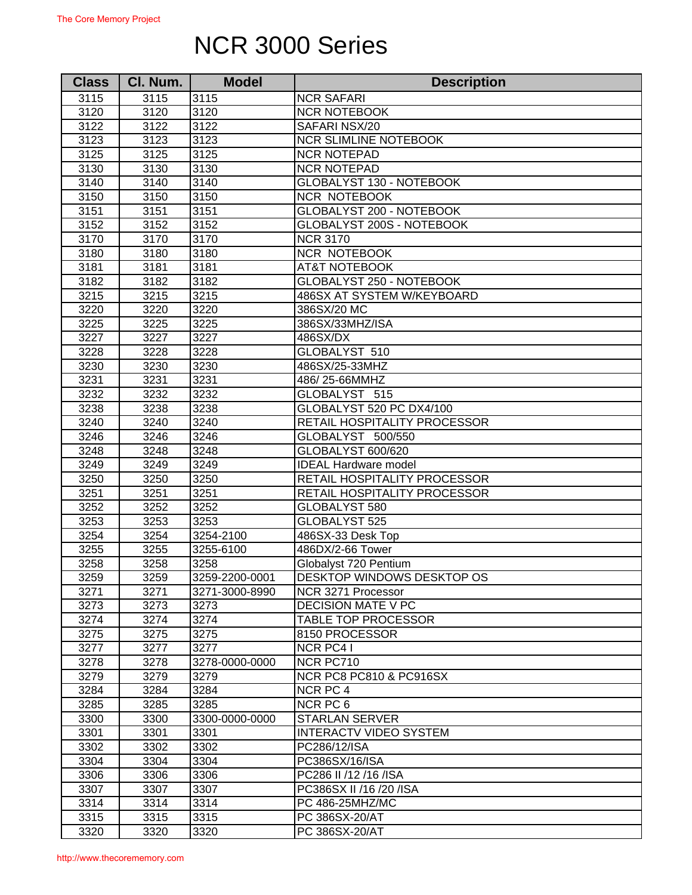# NCR 3000 Series

| Class | Cl. Num. | Model | Description |
| --- | --- | --- | --- |
| 3115 | 3115 | 3115 | NCR SAFARI |
| 3120 | 3120 | 3120 | NCR NOTEBOOK |
| 3122 | 3122 | 3122 | SAFARI NSX/20 |
| 3123 | 3123 | 3123 | NCR SLIMLINE NOTEBOOK |
| 3125 | 3125 | 3125 | NCR NOTEPAD |
| 3130 | 3130 | 3130 | NCR NOTEPAD |
| 3140 | 3140 | 3140 | GLOBALYST 130 - NOTEBOOK |
| 3150 | 3150 | 3150 | NCR NOTEBOOK |
| 3151 | 3151 | 3151 | GLOBALYST 200 - NOTEBOOK |
| 3152 | 3152 | 3152 | GLOBALYST 200S - NOTEBOOK |
| 3170 | 3170 | 3170 | NCR 3170 |
| 3180 | 3180 | 3180 | NCR NOTEBOOK |
| 3181 | 3181 | 3181 | AT&T NOTEBOOK |
| 3182 | 3182 | 3182 | GLOBALYST 250 - NOTEBOOK |
| 3215 | 3215 | 3215 | 486SX AT SYSTEM W/KEYBOARD |
| 3220 | 3220 | 3220 | 386SX/20 MC |
| 3225 | 3225 | 3225 | 386SX/33MHZ/ISA |
| 3227 | 3227 | 3227 | 486SX/DX |
| 3228 | 3228 | 3228 | GLOBALYST 510 |
| 3230 | 3230 | 3230 | 486SX/25-33MHZ |
| 3231 | 3231 | 3231 | 486/ 25-66MMHZ |
| 3232 | 3232 | 3232 | GLOBALYST 515 |
| 3238 | 3238 | 3238 | GLOBALYST 520 PC DX4/100 |
| 3240 | 3240 | 3240 | RETAIL HOSPITALITY PROCESSOR |
| 3246 | 3246 | 3246 | GLOBALYST 500/550 |
| 3248 | 3248 | 3248 | GLOBALYST 600/620 |
| 3249 | 3249 | 3249 | IDEAL Hardware model |
| 3250 | 3250 | 3250 | RETAIL HOSPITALITY PROCESSOR |
| 3251 | 3251 | 3251 | RETAIL HOSPITALITY PROCESSOR |
| 3252 | 3252 | 3252 | GLOBALYST 580 |
| 3253 | 3253 | 3253 | GLOBALYST 525 |
| 3254 | 3254 | 3254-2100 | 486SX-33 Desk Top |
| 3255 | 3255 | 3255-6100 | 486DX/2-66 Tower |
| 3258 | 3258 | 3258 | Globalyst 720 Pentium |
| 3259 | 3259 | 3259-2200-0001 | DESKTOP WINDOWS DESKTOP OS |
| 3271 | 3271 | 3271-3000-8990 | NCR 3271 Processor |
| 3273 | 3273 | 3273 | DECISION MATE V PC |
| 3274 | 3274 | 3274 | TABLE TOP PROCESSOR |
| 3275 | 3275 | 3275 | 8150 PROCESSOR |
| 3277 | 3277 | 3277 | NCR PC4 I |
| 3278 | 3278 | 3278-0000-0000 | NCR PC710 |
| 3279 | 3279 | 3279 | NCR PC8 PC810 & PC916SX |
| 3284 | 3284 | 3284 | NCR PC 4 |
| 3285 | 3285 | 3285 | NCR PC 6 |
| 3300 | 3300 | 3300-0000-0000 | STARLAN SERVER |
| 3301 | 3301 | 3301 | INTERACTV VIDEO SYSTEM |
| 3302 | 3302 | 3302 | PC286/12/ISA |
| 3304 | 3304 | 3304 | PC386SX/16/ISA |
| 3306 | 3306 | 3306 | PC286 II /12 /16 /ISA |
| 3307 | 3307 | 3307 | PC386SX II /16 /20 /ISA |
| 3314 | 3314 | 3314 | PC 486-25MHZ/MC |
| 3315 | 3315 | 3315 | PC 386SX-20/AT |
| 3320 | 3320 | 3320 | PC 386SX-20/AT |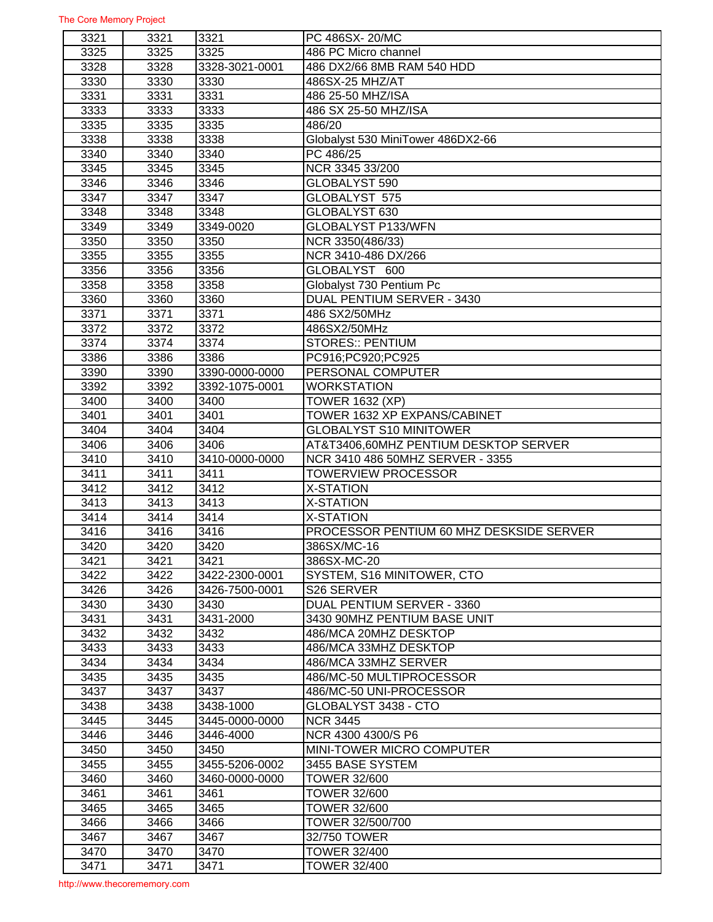| 3321 | 3321 | 3321 | PC 486SX- 20/MC |
|---|---|---|---|
| 3325 | 3325 | 3325 | 486 PC Micro channel |
| 3328 | 3328 | 3328-3021-0001 | 486 DX2/66 8MB RAM 540 HDD |
| 3330 | 3330 | 3330 | 486SX-25 MHZ/AT |
| 3331 | 3331 | 3331 | 486 25-50 MHZ/ISA |
| 3333 | 3333 | 3333 | 486 SX 25-50 MHZ/ISA |
| 3335 | 3335 | 3335 | 486/20 |
| 3338 | 3338 | 3338 | Globalyst 530 MiniTower 486DX2-66 |
| 3340 | 3340 | 3340 | PC 486/25 |
| 3345 | 3345 | 3345 | NCR 3345 33/200 |
| 3346 | 3346 | 3346 | GLOBALYST 590 |
| 3347 | 3347 | 3347 | GLOBALYST 575 |
| 3348 | 3348 | 3348 | GLOBALYST 630 |
| 3349 | 3349 | 3349-0020 | GLOBALYST P133/WFN |
| 3350 | 3350 | 3350 | NCR 3350(486/33) |
| 3355 | 3355 | 3355 | NCR 3410-486 DX/266 |
| 3356 | 3356 | 3356 | GLOBALYST 600 |
| 3358 | 3358 | 3358 | Globalyst 730 Pentium Pc |
| 3360 | 3360 | 3360 | DUAL PENTIUM SERVER - 3430 |
| 3371 | 3371 | 3371 | 486 SX2/50MHz |
| 3372 | 3372 | 3372 | 486SX2/50MHz |
| 3374 | 3374 | 3374 | STORES:: PENTIUM |
| 3386 | 3386 | 3386 | PC916;PC920;PC925 |
| 3390 | 3390 | 3390-0000-0000 | PERSONAL COMPUTER |
| 3392 | 3392 | 3392-1075-0001 | WORKSTATION |
| 3400 | 3400 | 3400 | TOWER 1632 (XP) |
| 3401 | 3401 | 3401 | TOWER 1632 XP EXPANS/CABINET |
| 3404 | 3404 | 3404 | GLOBALYST S10 MINITOWER |
| 3406 | 3406 | 3406 | AT&T3406,60MHZ PENTIUM DESKTOP SERVER |
| 3410 | 3410 | 3410-0000-0000 | NCR 3410 486 50MHZ SERVER - 3355 |
| 3411 | 3411 | 3411 | TOWERVIEW PROCESSOR |
| 3412 | 3412 | 3412 | X-STATION |
| 3413 | 3413 | 3413 | X-STATION |
| 3414 | 3414 | 3414 | X-STATION |
| 3416 | 3416 | 3416 | PROCESSOR PENTIUM 60 MHZ DESKSIDE SERVER |
| 3420 | 3420 | 3420 | 386SX/MC-16 |
| 3421 | 3421 | 3421 | 386SX-MC-20 |
| 3422 | 3422 | 3422-2300-0001 | SYSTEM, S16 MINITOWER, CTO |
| 3426 | 3426 | 3426-7500-0001 | S26 SERVER |
| 3430 | 3430 | 3430 | DUAL PENTIUM SERVER - 3360 |
| 3431 | 3431 | 3431-2000 | 3430 90MHZ PENTIUM BASE UNIT |
| 3432 | 3432 | 3432 | 486/MCA 20MHZ DESKTOP |
| 3433 | 3433 | 3433 | 486/MCA 33MHZ DESKTOP |
| 3434 | 3434 | 3434 | 486/MCA 33MHZ SERVER |
| 3435 | 3435 | 3435 | 486/MC-50 MULTIPROCESSOR |
| 3437 | 3437 | 3437 | 486/MC-50 UNI-PROCESSOR |
| 3438 | 3438 | 3438-1000 | GLOBALYST 3438 - CTO |
| 3445 | 3445 | 3445-0000-0000 | NCR 3445 |
| 3446 | 3446 | 3446-4000 | NCR 4300 4300/S P6 |
| 3450 | 3450 | 3450 | MINI-TOWER MICRO COMPUTER |
| 3455 | 3455 | 3455-5206-0002 | 3455 BASE SYSTEM |
| 3460 | 3460 | 3460-0000-0000 | TOWER 32/600 |
| 3461 | 3461 | 3461 | TOWER 32/600 |
| 3465 | 3465 | 3465 | TOWER 32/600 |
| 3466 | 3466 | 3466 | TOWER 32/500/700 |
| 3467 | 3467 | 3467 | 32/750 TOWER |
| 3470 | 3470 | 3470 | TOWER 32/400 |
| 3471 | 3471 | 3471 | TOWER 32/400 |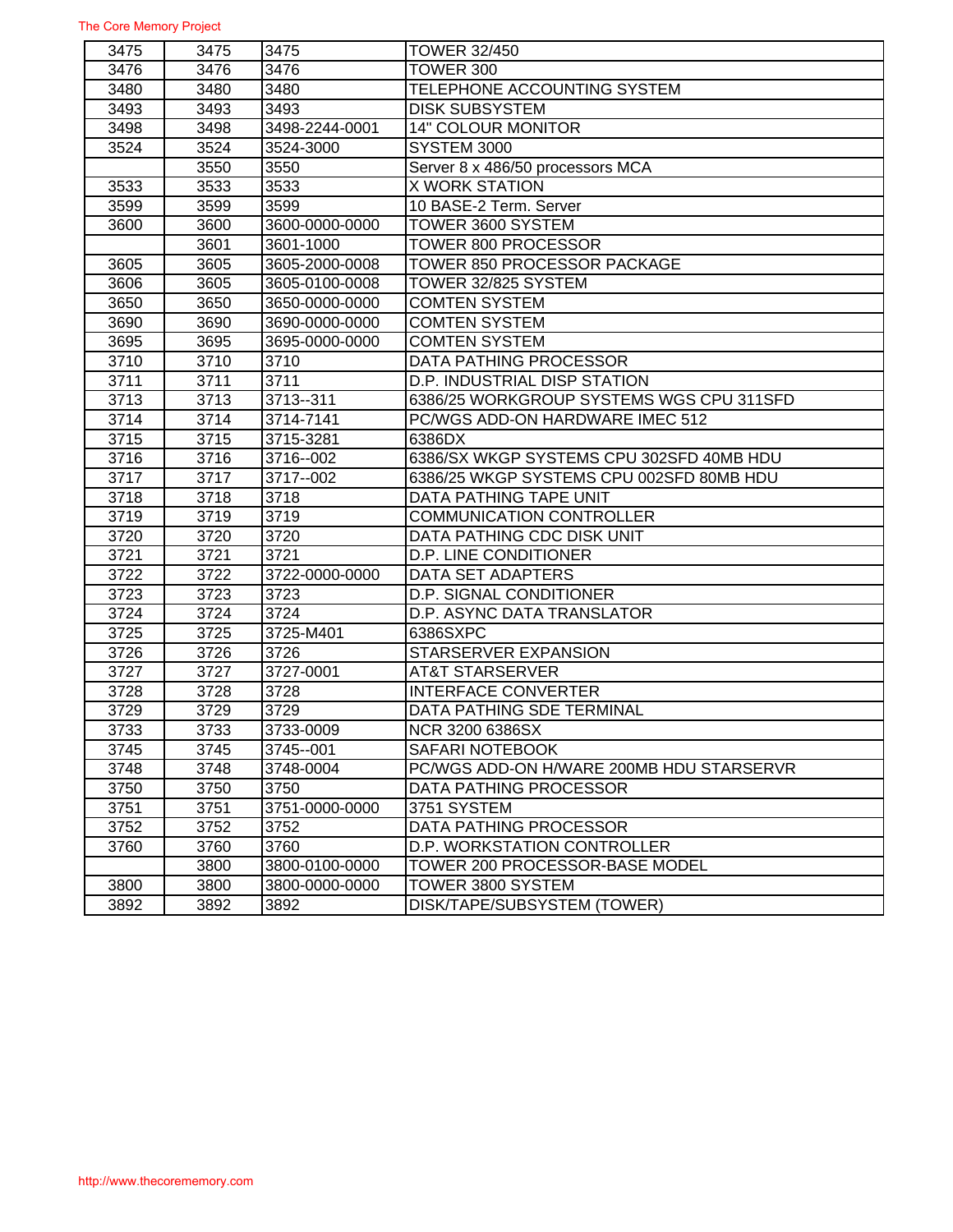| | | | |
|---|---|---|---|
| 3475 | 3475 | 3475 | TOWER 32/450 |
| 3476 | 3476 | 3476 | TOWER 300 |
| 3480 | 3480 | 3480 | TELEPHONE ACCOUNTING SYSTEM |
| 3493 | 3493 | 3493 | DISK SUBSYSTEM |
| 3498 | 3498 | 3498-2244-0001 | 14" COLOUR MONITOR |
| 3524 | 3524 | 3524-3000 | SYSTEM 3000 |
| | 3550 | 3550 | Server 8 x 486/50 processors MCA |
| 3533 | 3533 | 3533 | X WORK STATION |
| 3599 | 3599 | 3599 | 10 BASE-2 Term. Server |
| 3600 | 3600 | 3600-0000-0000 | TOWER 3600 SYSTEM |
| | 3601 | 3601-1000 | TOWER 800 PROCESSOR |
| 3605 | 3605 | 3605-2000-0008 | TOWER 850 PROCESSOR PACKAGE |
| 3606 | 3605 | 3605-0100-0008 | TOWER 32/825 SYSTEM |
| 3650 | 3650 | 3650-0000-0000 | COMTEN SYSTEM |
| 3690 | 3690 | 3690-0000-0000 | COMTEN SYSTEM |
| 3695 | 3695 | 3695-0000-0000 | COMTEN SYSTEM |
| 3710 | 3710 | 3710 | DATA PATHING PROCESSOR |
| 3711 | 3711 | 3711 | D.P. INDUSTRIAL DISP STATION |
| 3713 | 3713 | 3713--311 | 6386/25 WORKGROUP SYSTEMS WGS CPU 311SFD |
| 3714 | 3714 | 3714-7141 | PC/WGS ADD-ON HARDWARE IMEC 512 |
| 3715 | 3715 | 3715-3281 | 6386DX |
| 3716 | 3716 | 3716--002 | 6386/SX WKGP SYSTEMS CPU 302SFD 40MB HDU |
| 3717 | 3717 | 3717--002 | 6386/25 WKGP SYSTEMS CPU 002SFD 80MB HDU |
| 3718 | 3718 | 3718 | DATA PATHING TAPE UNIT |
| 3719 | 3719 | 3719 | COMMUNICATION CONTROLLER |
| 3720 | 3720 | 3720 | DATA PATHING CDC DISK UNIT |
| 3721 | 3721 | 3721 | D.P. LINE CONDITIONER |
| 3722 | 3722 | 3722-0000-0000 | DATA SET ADAPTERS |
| 3723 | 3723 | 3723 | D.P. SIGNAL CONDITIONER |
| 3724 | 3724 | 3724 | D.P. ASYNC DATA TRANSLATOR |
| 3725 | 3725 | 3725-M401 | 6386SXPC |
| 3726 | 3726 | 3726 | STARSERVER EXPANSION |
| 3727 | 3727 | 3727-0001 | AT&T STARSERVER |
| 3728 | 3728 | 3728 | INTERFACE CONVERTER |
| 3729 | 3729 | 3729 | DATA PATHING SDE TERMINAL |
| 3733 | 3733 | 3733-0009 | NCR 3200 6386SX |
| 3745 | 3745 | 3745--001 | SAFARI NOTEBOOK |
| 3748 | 3748 | 3748-0004 | PC/WGS ADD-ON H/WARE 200MB HDU STARSERVR |
| 3750 | 3750 | 3750 | DATA PATHING PROCESSOR |
| 3751 | 3751 | 3751-0000-0000 | 3751 SYSTEM |
| 3752 | 3752 | 3752 | DATA PATHING PROCESSOR |
| 3760 | 3760 | 3760 | D.P. WORKSTATION CONTROLLER |
| | 3800 | 3800-0100-0000 | TOWER 200 PROCESSOR-BASE MODEL |
| 3800 | 3800 | 3800-0000-0000 | TOWER 3800 SYSTEM |
| 3892 | 3892 | 3892 | DISK/TAPE/SUBSYSTEM (TOWER) |